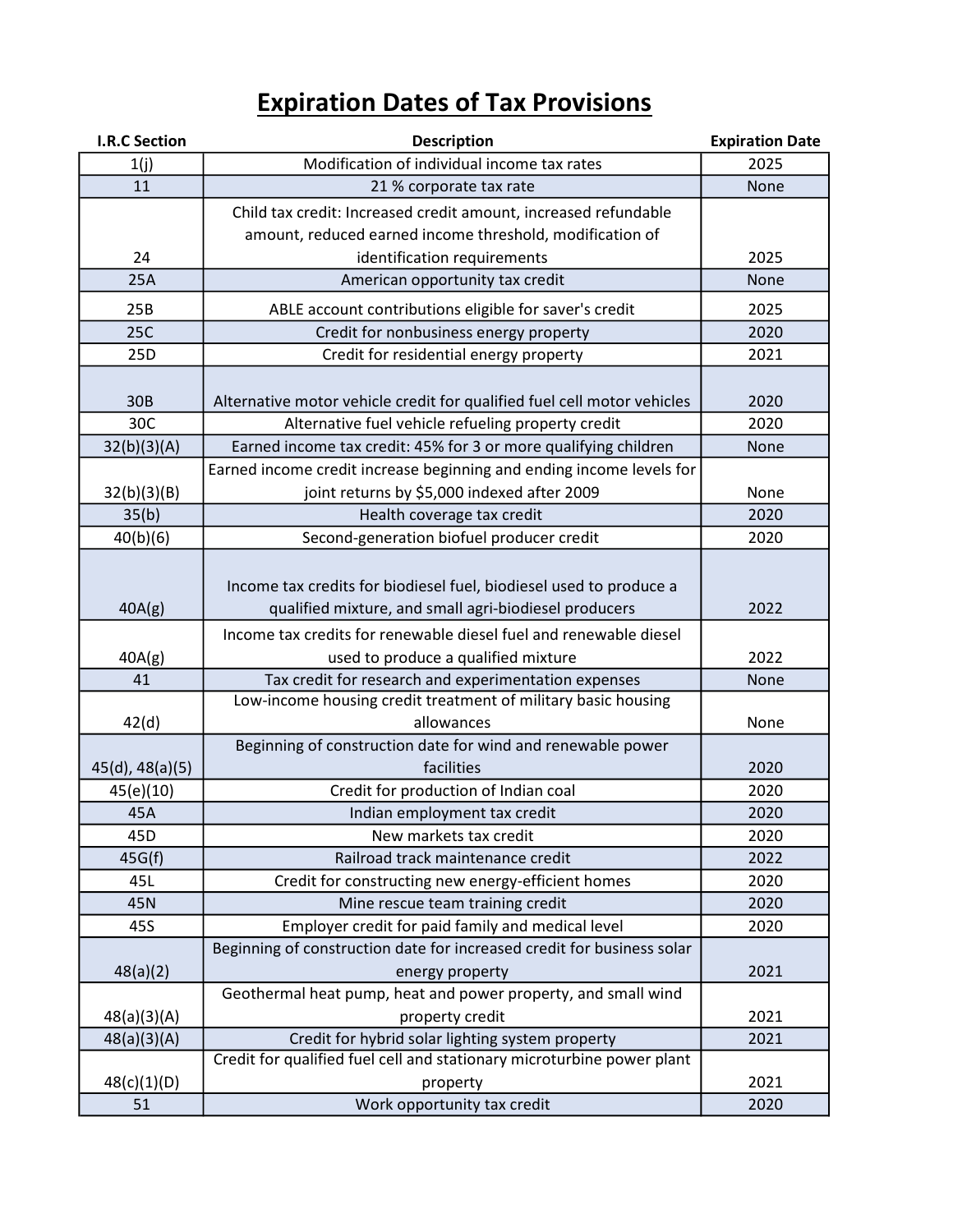# Expiration Dates of Tax Provisions

| I.R.C Section | Description | Expiration Date |
|---|---|---|
| 1(j) | Modification of individual income tax rates | 2025 |
| 11 | 21 % corporate tax rate | None |
| 24 | Child tax credit: Increased credit amount, increased refundable amount, reduced earned income threshold, modification of identification requirements | 2025 |
| 25A | American opportunity tax credit | None |
| 25B | ABLE account contributions eligible for saver's credit | 2025 |
| 25C | Credit for nonbusiness energy property | 2020 |
| 25D | Credit for residential energy property | 2021 |
| 30B | Alternative motor vehicle credit for qualified fuel cell motor vehicles | 2020 |
| 30C | Alternative fuel vehicle refueling property credit | 2020 |
| 32(b)(3)(A) | Earned income tax credit: 45% for 3 or more qualifying children | None |
| 32(b)(3)(B) | Earned income credit increase beginning and ending income levels for joint returns by $5,000 indexed after 2009 | None |
| 35(b) | Health coverage tax credit | 2020 |
| 40(b)(6) | Second-generation biofuel producer credit | 2020 |
| 40A(g) | Income tax credits for biodiesel fuel, biodiesel used to produce a qualified mixture, and small agri-biodiesel producers | 2022 |
| 40A(g) | Income tax credits for renewable diesel fuel and renewable diesel used to produce a qualified mixture | 2022 |
| 41 | Tax credit for research and experimentation expenses | None |
| 42(d) | Low-income housing credit treatment of military basic housing allowances | None |
| 45(d), 48(a)(5) | Beginning of construction date for wind and renewable power facilities | 2020 |
| 45(e)(10) | Credit for production of Indian coal | 2020 |
| 45A | Indian employment tax credit | 2020 |
| 45D | New markets tax credit | 2020 |
| 45G(f) | Railroad track maintenance credit | 2022 |
| 45L | Credit for constructing new energy-efficient homes | 2020 |
| 45N | Mine rescue team training credit | 2020 |
| 45S | Employer credit for paid family and medical level | 2020 |
| 48(a)(2) | Beginning of construction date for increased credit for business solar energy property | 2021 |
| 48(a)(3)(A) | Geothermal heat pump, heat and power property, and small wind property credit | 2021 |
| 48(a)(3)(A) | Credit for hybrid solar lighting system property | 2021 |
| 48(c)(1)(D) | Credit for qualified fuel cell and stationary microturbine power plant property | 2021 |
| 51 | Work opportunity tax credit | 2020 |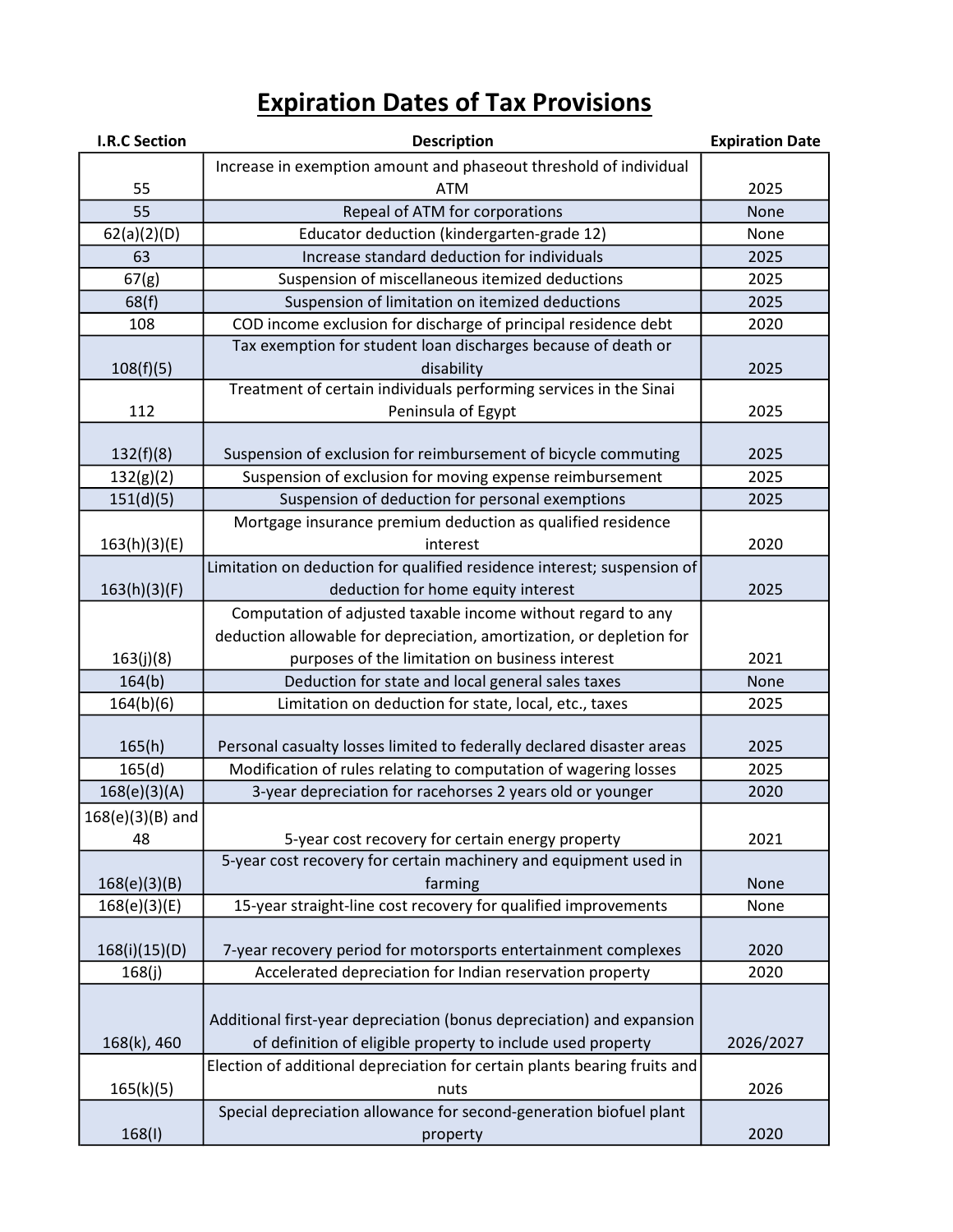# Expiration Dates of Tax Provisions

| I.R.C Section | Description | Expiration Date |
|---|---|---|
| 55 | Increase in exemption amount and phaseout threshold of individual ATM | 2025 |
| 55 | Repeal of ATM for corporations | None |
| 62(a)(2)(D) | Educator deduction (kindergarten-grade 12) | None |
| 63 | Increase standard deduction for individuals | 2025 |
| 67(g) | Suspension of miscellaneous itemized deductions | 2025 |
| 68(f) | Suspension of limitation on itemized deductions | 2025 |
| 108 | COD income exclusion for discharge of principal residence debt | 2020 |
| 108(f)(5) | Tax exemption for student loan discharges because of death or disability | 2025 |
| 112 | Treatment of certain individuals performing services in the Sinai Peninsula of Egypt | 2025 |
| 132(f)(8) | Suspension of exclusion for reimbursement of bicycle commuting | 2025 |
| 132(g)(2) | Suspension of exclusion for moving expense reimbursement | 2025 |
| 151(d)(5) | Suspension of deduction for personal exemptions | 2025 |
| 163(h)(3)(E) | Mortgage insurance premium deduction as qualified residence interest | 2020 |
| 163(h)(3)(F) | Limitation on deduction for qualified residence interest; suspension of deduction for home equity interest | 2025 |
| 163(j)(8) | Computation of adjusted taxable income without regard to any deduction allowable for depreciation, amortization, or depletion for purposes of the limitation on business interest | 2021 |
| 164(b) | Deduction for state and local general sales taxes | None |
| 164(b)(6) | Limitation on deduction for state, local, etc., taxes | 2025 |
| 165(h) | Personal casualty losses limited to federally declared disaster areas | 2025 |
| 165(d) | Modification of rules relating to computation of wagering losses | 2025 |
| 168(e)(3)(A) | 3-year depreciation for racehorses 2 years old or younger | 2020 |
| 168(e)(3)(B) and 48 | 5-year cost recovery for certain energy property | 2021 |
| 168(e)(3)(B) | 5-year cost recovery for certain machinery and equipment used in farming | None |
| 168(e)(3)(E) | 15-year straight-line cost recovery for qualified improvements | None |
| 168(i)(15)(D) | 7-year recovery period for motorsports entertainment complexes | 2020 |
| 168(j) | Accelerated depreciation for Indian reservation property | 2020 |
| 168(k), 460 | Additional first-year depreciation (bonus depreciation) and expansion of definition of eligible property to include used property | 2026/2027 |
| 165(k)(5) | Election of additional depreciation for certain plants bearing fruits and nuts | 2026 |
| 168(I) | Special depreciation allowance for second-generation biofuel plant property | 2020 |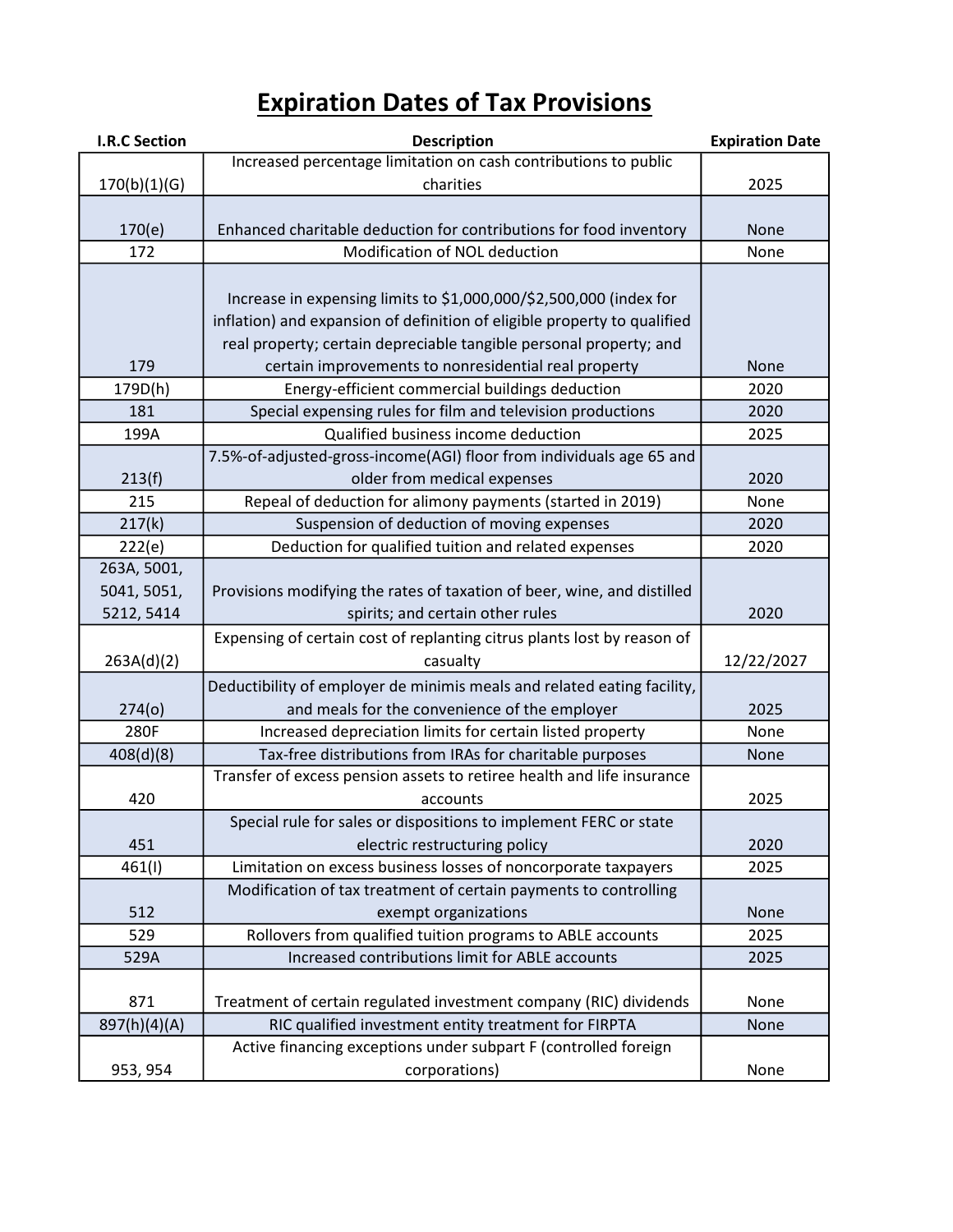# Expiration Dates of Tax Provisions

| I.R.C Section | Description | Expiration Date |
|---|---|---|
| 170(b)(1)(G) | Increased percentage limitation on cash contributions to public charities | 2025 |
| 170(e) | Enhanced charitable deduction for contributions for food inventory | None |
| 172 | Modification of NOL deduction | None |
| 179 | Increase in expensing limits to $1,000,000/$2,500,000 (index for inflation) and expansion of definition of eligible property to qualified real property; certain depreciable tangible personal property; and certain improvements to nonresidential real property | None |
| 179D(h) | Energy-efficient commercial buildings deduction | 2020 |
| 181 | Special expensing rules for film and television productions | 2020 |
| 199A | Qualified business income deduction | 2025 |
| 213(f) | 7.5%-of-adjusted-gross-income(AGI) floor from individuals age 65 and older from medical expenses | 2020 |
| 215 | Repeal of deduction for alimony payments (started in 2019) | None |
| 217(k) | Suspension of deduction of moving expenses | 2020 |
| 222(e) | Deduction for qualified tuition and related expenses | 2020 |
| 263A, 5001, 5041, 5051, 5212, 5414 | Provisions modifying the rates of taxation of beer, wine, and distilled spirits; and certain other rules | 2020 |
| 263A(d)(2) | Expensing of certain cost of replanting citrus plants lost by reason of casualty | 12/22/2027 |
| 274(o) | Deductibility of employer de minimis meals and related eating facility, and meals for the convenience of the employer | 2025 |
| 280F | Increased depreciation limits for certain listed property | None |
| 408(d)(8) | Tax-free distributions from IRAs for charitable purposes | None |
| 420 | Transfer of excess pension assets to retiree health and life insurance accounts | 2025 |
| 451 | Special rule for sales or dispositions to implement FERC or state electric restructuring policy | 2020 |
| 461(l) | Limitation on excess business losses of noncorporate taxpayers | 2025 |
| 512 | Modification of tax treatment of certain payments to controlling exempt organizations | None |
| 529 | Rollovers from qualified tuition programs to ABLE accounts | 2025 |
| 529A | Increased contributions limit for ABLE accounts | 2025 |
| 871 | Treatment of certain regulated investment company (RIC) dividends | None |
| 897(h)(4)(A) | RIC qualified investment entity treatment for FIRPTA | None |
| 953, 954 | Active financing exceptions under subpart F (controlled foreign corporations) | None |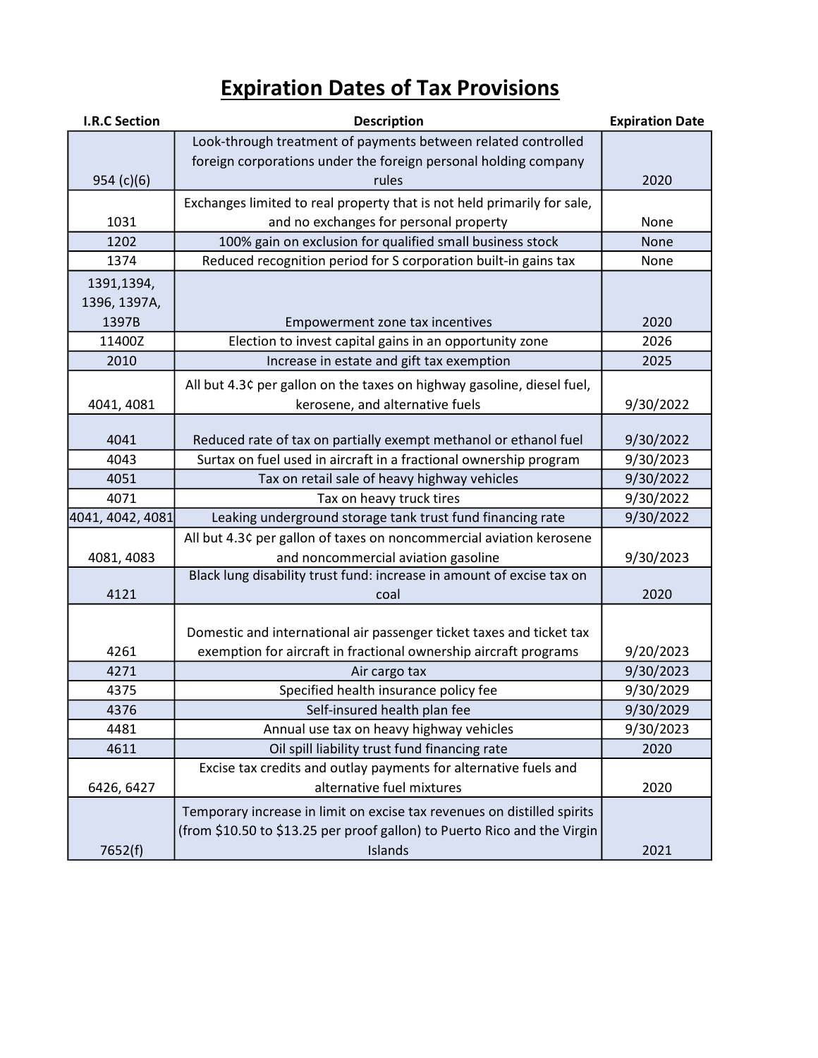# Expiration Dates of Tax Provisions

| I.R.C Section | Description | Expiration Date |
|---|---|---|
| 954 (c)(6) | Look-through treatment of payments between related controlled foreign corporations under the foreign personal holding company rules | 2020 |
| 1031 | Exchanges limited to real property that is not held primarily for sale, and no exchanges for personal property | None |
| 1202 | 100% gain on exclusion for qualified small business stock | None |
| 1374 | Reduced recognition period for S corporation built-in gains tax | None |
| 1391,1394, 1396, 1397A, 1397B | Empowerment zone tax incentives | 2020 |
| 11400Z | Election to invest capital gains in an opportunity zone | 2026 |
| 2010 | Increase in estate and gift tax exemption | 2025 |
| 4041, 4081 | All but 4.3¢ per gallon on the taxes on highway gasoline, diesel fuel, kerosene, and alternative fuels | 9/30/2022 |
| 4041 | Reduced rate of tax on partially exempt methanol or ethanol fuel | 9/30/2022 |
| 4043 | Surtax on fuel used in aircraft in a fractional ownership program | 9/30/2023 |
| 4051 | Tax on retail sale of heavy highway vehicles | 9/30/2022 |
| 4071 | Tax on heavy truck tires | 9/30/2022 |
| 4041, 4042, 4081 | Leaking underground storage tank trust fund financing rate | 9/30/2022 |
| 4081, 4083 | All but 4.3¢ per gallon of taxes on noncommercial aviation kerosene and noncommercial aviation gasoline | 9/30/2023 |
| 4121 | Black lung disability trust fund: increase in amount of excise tax on coal | 2020 |
| 4261 | Domestic and international air passenger ticket taxes and ticket tax exemption for aircraft in fractional ownership aircraft programs | 9/20/2023 |
| 4271 | Air cargo tax | 9/30/2023 |
| 4375 | Specified health insurance policy fee | 9/30/2029 |
| 4376 | Self-insured health plan fee | 9/30/2029 |
| 4481 | Annual use tax on heavy highway vehicles | 9/30/2023 |
| 4611 | Oil spill liability trust fund financing rate | 2020 |
| 6426, 6427 | Excise tax credits and outlay payments for alternative fuels and alternative fuel mixtures | 2020 |
| 7652(f) | Temporary increase in limit on excise tax revenues on distilled spirits (from $10.50 to $13.25 per proof gallon) to Puerto Rico and the Virgin Islands | 2021 |